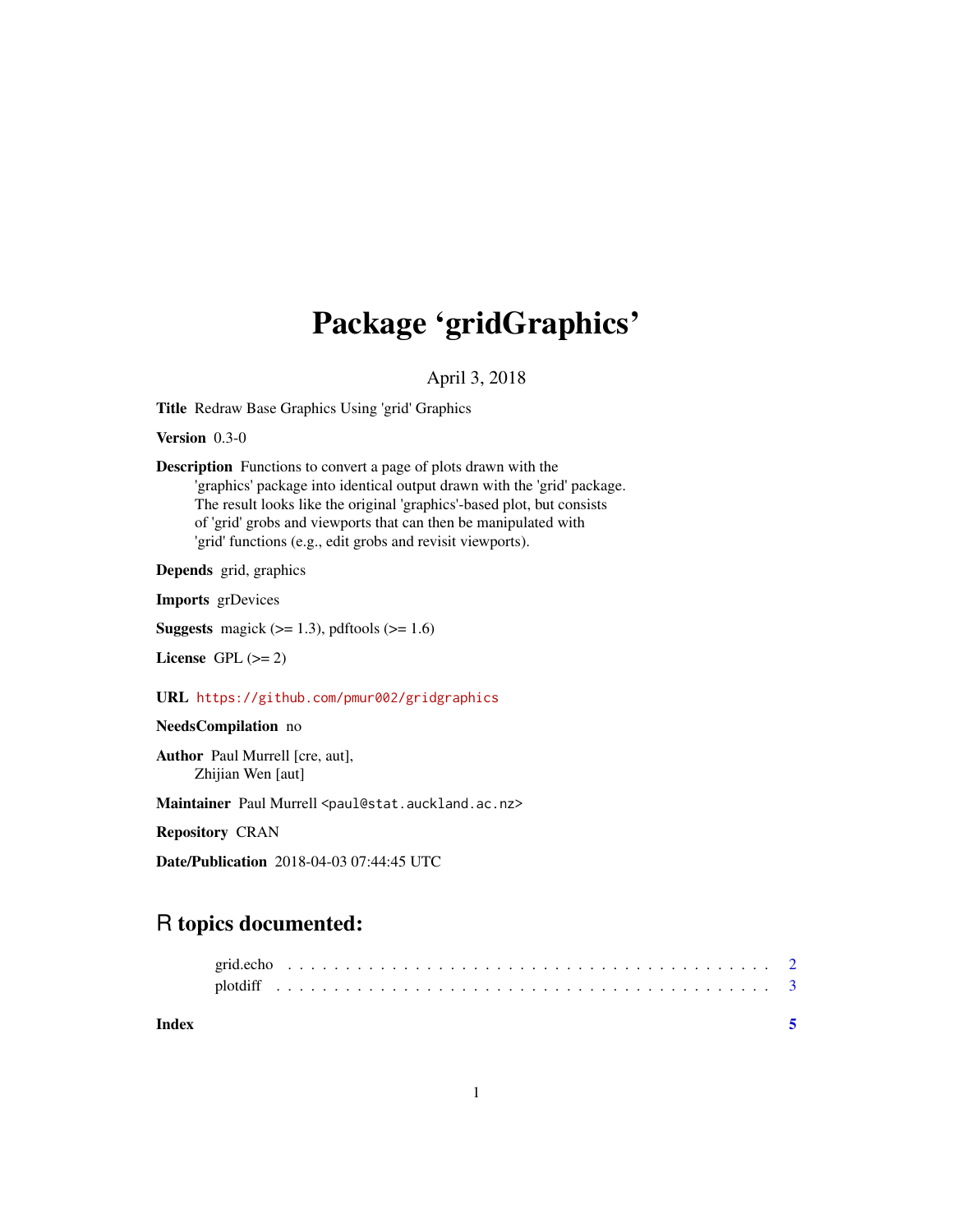# Package 'gridGraphics'

April 3, 2018

**Title** Redraw Base Graphics Using 'grid' Graphics

**Version** 0.3-0

**Description** Functions to convert a page of plots drawn with the 'graphics' package into identical output drawn with the 'grid' package. The result looks like the original 'graphics'-based plot, but consists of 'grid' grobs and viewports that can then be manipulated with 'grid' functions (e.g., edit grobs and revisit viewports).

**Depends** grid, graphics

**Imports** grDevices

**Suggests** magick (>= 1.3), pdftools (>= 1.6)

**License** GPL (>= 2)

**URL** https://github.com/pmur002/gridgraphics

**NeedsCompilation** no

**Author** Paul Murrell [cre, aut],
Zhijian Wen [aut]

**Maintainer** Paul Murrell <paul@stat.auckland.ac.nz>

**Repository** CRAN

**Date/Publication** 2018-04-03 07:44:45 UTC

## R topics documented:

grid.echo . . . . . . . . . . . . . . . . . . . . . . . . . . . . . . . . . . . . . . . . 2
plotdiff . . . . . . . . . . . . . . . . . . . . . . . . . . . . . . . . . . . . . . . . . 3

**Index** 5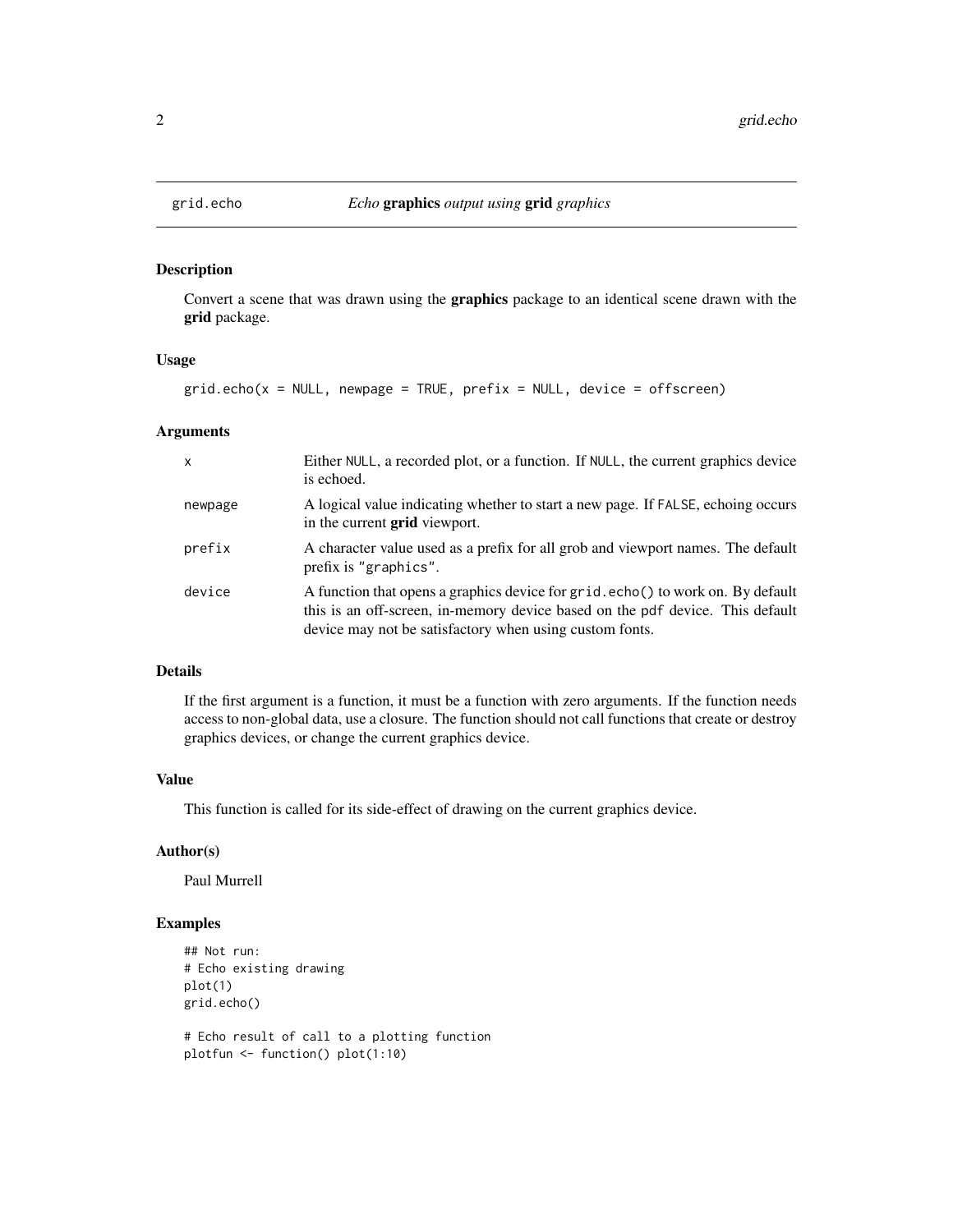# grid.echo — *Echo* **graphics** *output using* **grid** *graphics*

## Description

Convert a scene that was drawn using the **graphics** package to an identical scene drawn with the **grid** package.

## Usage

```
grid.echo(x = NULL, newpage = TRUE, prefix = NULL, device = offscreen)
```

## Arguments

| | |
|---|---|
| `x` | Either `NULL`, a recorded plot, or a function. If `NULL`, the current graphics device is echoed. |
| `newpage` | A logical value indicating whether to start a new page. If `FALSE`, echoing occurs in the current **grid** viewport. |
| `prefix` | A character value used as a prefix for all grob and viewport names. The default prefix is `"graphics"`. |
| `device` | A function that opens a graphics device for `grid.echo()` to work on. By default this is an off-screen, in-memory device based on the `pdf` device. This default device may not be satisfactory when using custom fonts. |

## Details

If the first argument is a function, it must be a function with zero arguments. If the function needs access to non-global data, use a closure. The function should not call functions that create or destroy graphics devices, or change the current graphics device.

## Value

This function is called for its side-effect of drawing on the current graphics device.

## Author(s)

Paul Murrell

## Examples

```
## Not run:
# Echo existing drawing
plot(1)
grid.echo()

# Echo result of call to a plotting function
plotfun <- function() plot(1:10)
```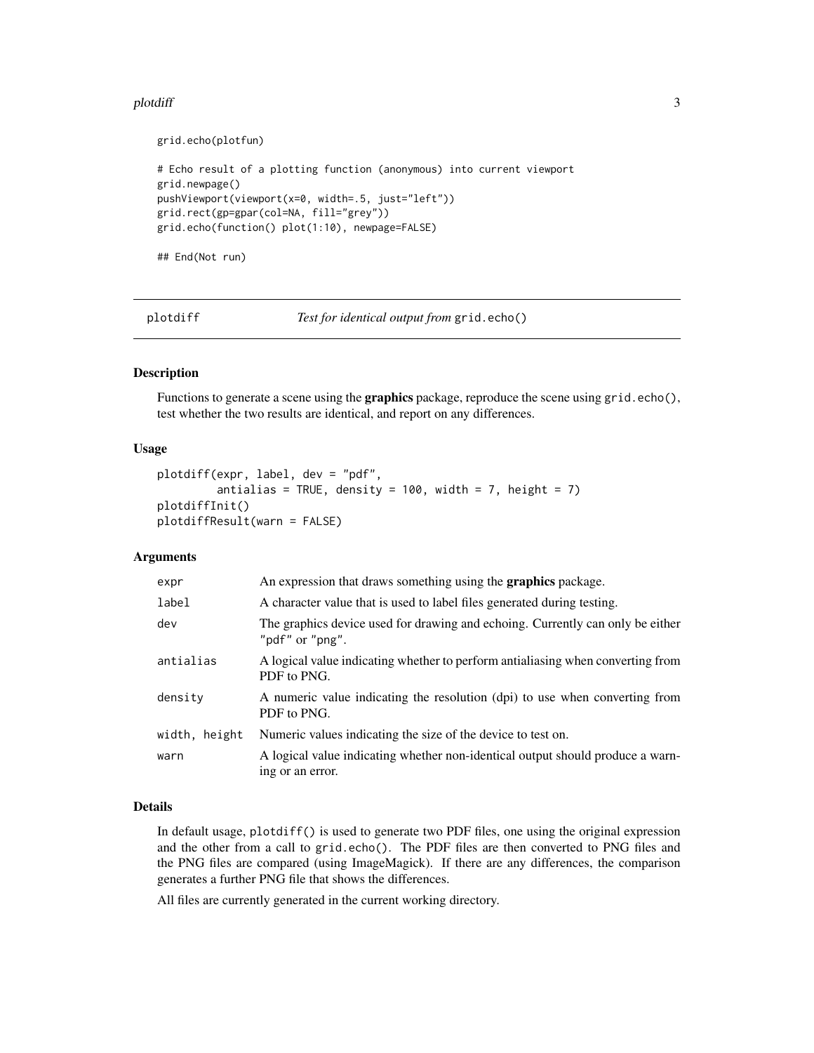```
grid.echo(plotfun)

# Echo result of a plotting function (anonymous) into current viewport
grid.newpage()
pushViewport(viewport(x=0, width=.5, just="left"))
grid.rect(gp=gpar(col=NA, fill="grey"))
grid.echo(function() plot(1:10), newpage=FALSE)

## End(Not run)
```

---

## plotdiff — *Test for identical output from* `grid.echo()`

---

### Description

Functions to generate a scene using the **graphics** package, reproduce the scene using `grid.echo()`, test whether the two results are identical, and report on any differences.

### Usage

```
plotdiff(expr, label, dev = "pdf",
         antialias = TRUE, density = 100, width = 7, height = 7)
plotdiffInit()
plotdiffResult(warn = FALSE)
```

### Arguments

| | |
|---|---|
| `expr` | An expression that draws something using the **graphics** package. |
| `label` | A character value that is used to label files generated during testing. |
| `dev` | The graphics device used for drawing and echoing. Currently can only be either `"pdf"` or `"png"`. |
| `antialias` | A logical value indicating whether to perform antialiasing when converting from PDF to PNG. |
| `density` | A numeric value indicating the resolution (dpi) to use when converting from PDF to PNG. |
| `width, height` | Numeric values indicating the size of the device to test on. |
| `warn` | A logical value indicating whether non-identical output should produce a warning or an error. |

### Details

In default usage, `plotdiff()` is used to generate two PDF files, one using the original expression and the other from a call to `grid.echo()`. The PDF files are then converted to PNG files and the PNG files are compared (using ImageMagick). If there are any differences, the comparison generates a further PNG file that shows the differences.

All files are currently generated in the current working directory.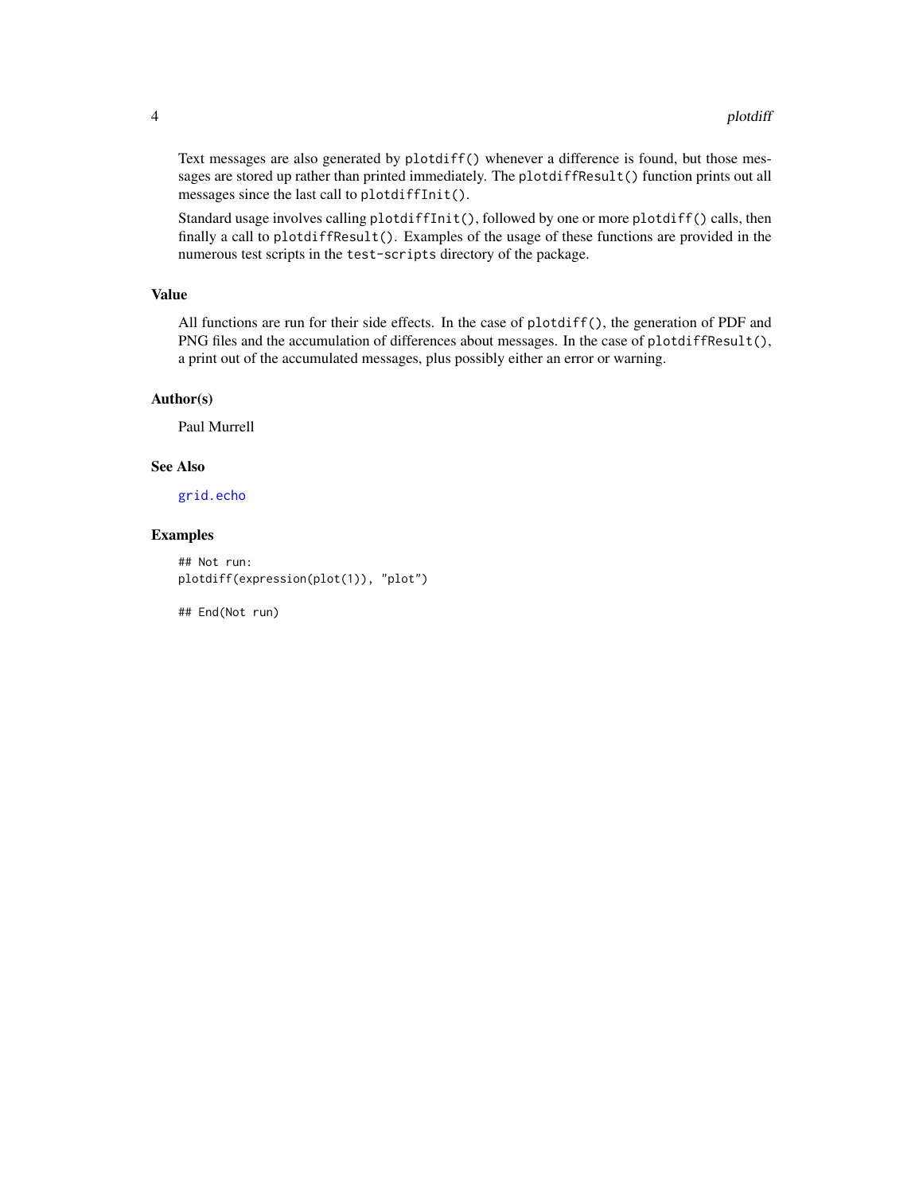Text messages are also generated by `plotdiff()` whenever a difference is found, but those messages are stored up rather than printed immediately. The `plotdiffResult()` function prints out all messages since the last call to `plotdiffInit()`.

Standard usage involves calling `plotdiffInit()`, followed by one or more `plotdiff()` calls, then finally a call to `plotdiffResult()`. Examples of the usage of these functions are provided in the numerous test scripts in the `test-scripts` directory of the package.

## Value

All functions are run for their side effects. In the case of `plotdiff()`, the generation of PDF and PNG files and the accumulation of differences about messages. In the case of `plotdiffResult()`, a print out of the accumulated messages, plus possibly either an error or warning.

## Author(s)

Paul Murrell

## See Also

grid.echo

## Examples

```
## Not run:
plotdiff(expression(plot(1)), "plot")

## End(Not run)
```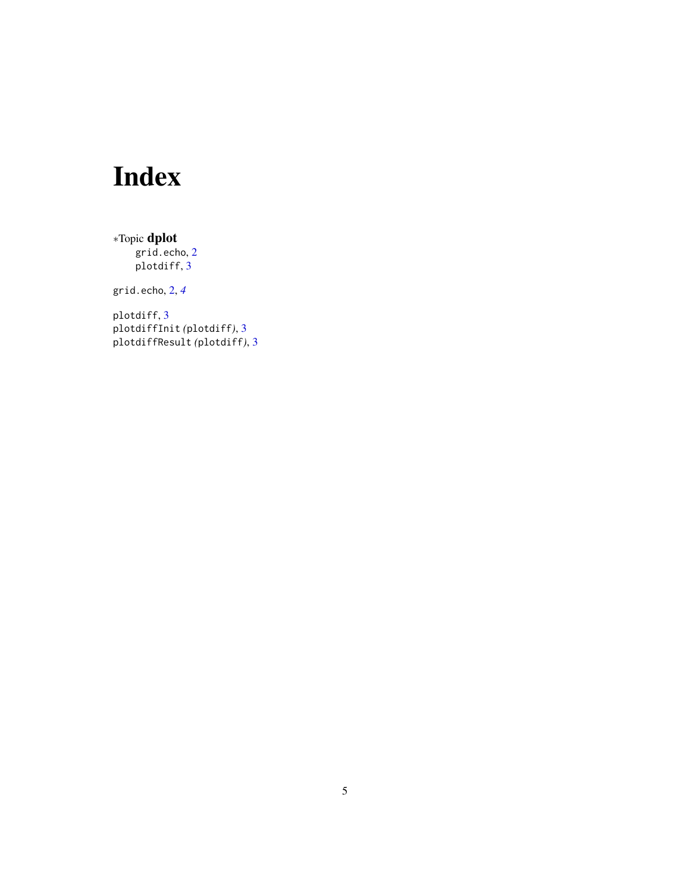# Index

∗Topic **dplot**

- grid.echo, 2
- plotdiff, 3

grid.echo, 2, *4*

plotdiff, 3
plotdiffInit *(*plotdiff*)*, 3
plotdiffResult *(*plotdiff*)*, 3